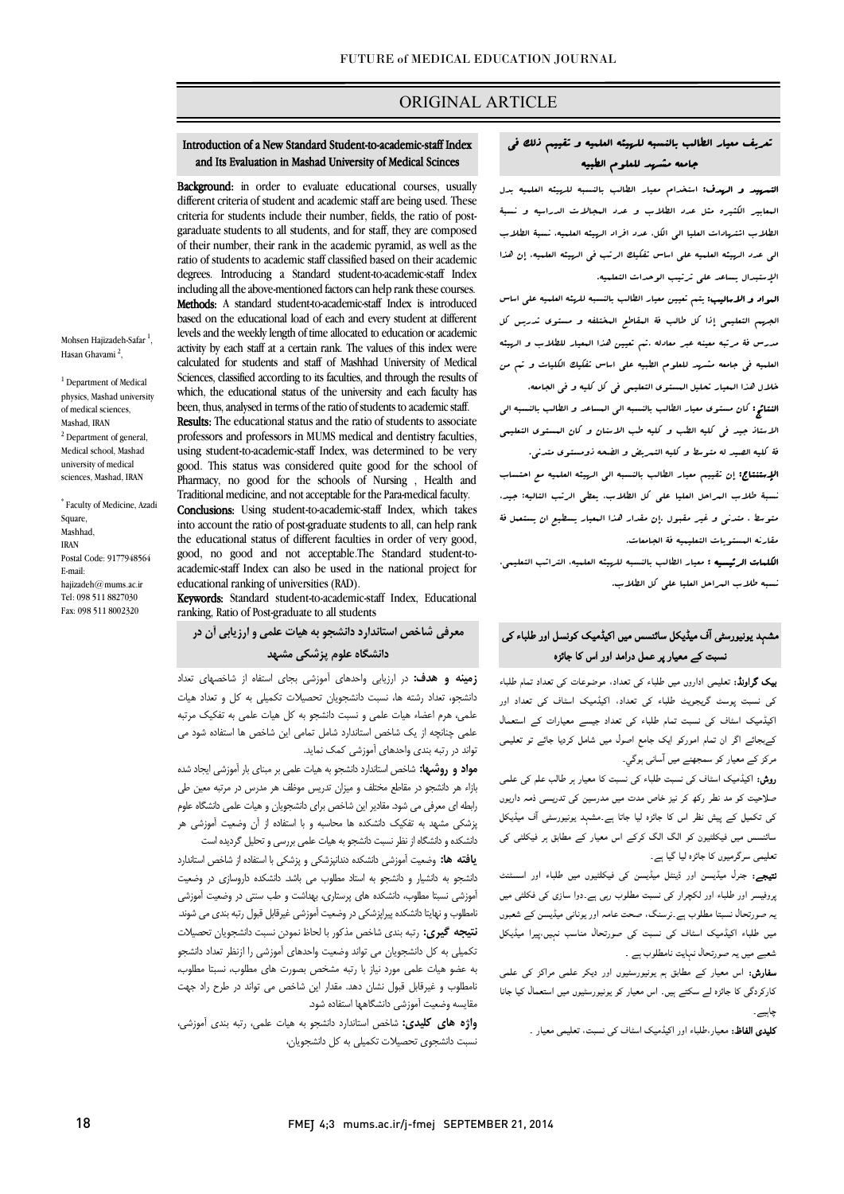ORIGINAL ARTICLE

# Introduction of a New Standard Student-to-academic-staff Index and Its Evaluation in Mashad University of Medical Scinces

Mohsen Hajizadeh-Safar [1], Hasan Ghavami [2],

[1] Department of Medical physics, Mashad university of medical sciences, Mashad, IRAN

[2] Department of general, Medical school, Mashad university of medical sciences, Mashad, IRAN

[*] Faculty of Medicine, Azadi Square, Mashhad, IRAN
Postal Code: 9177948564
E-mail: hajizadeh@mums.ac.ir
Tel: 098 511 8827030
Fax: 098 511 8002320

**Background:** in order to evaluate educational courses, usually different criteria of student and academic staff are being used. These criteria for students include their number, fields, the ratio of post-graduate students to all students, and for staff, they are composed of their number, their rank in the academic pyramid, as well as the ratio of students to academic staff classified based on their academic degrees. Introducing a Standard student-to-academic-staff Index including all the above-mentioned factors can help rank these courses.

**Methods:** A standard student-to-academic-staff Index is introduced based on the educational load of each and every student at different levels and the weekly length of time allocated to education or academic activity by each staff at a certain rank. The values of this index were calculated for students and staff of Mashhad University of Medical Sciences, classified according to its faculties, and through the results of which, the educational status of the university and each faculty has been, thus, analysed in terms of the ratio of students to academic staff.

**Results:** The educational status and the ratio of students to associate professors and professors in MUMS medical and dentistry faculties, using student-to-academic-staff Index, was determined to be very good. This status was considered quite good for the school of Pharmacy, no good for the schools of Nursing , Health and Traditional medicine, and not acceptable for the Para-medical faculty.

**Conclusions:** Using student-to-academic-staff Index, which takes into account the ratio of post-graduate students to all, can help rank the educational status of different faculties in order of very good, good, no good and not acceptable.The Standard student-to-academic-staff Index can also be used in the national project for educational ranking of universities (RAD).

**Keywords:** Standard student-to-academic-staff Index, Educational ranking, Ratio of Post-graduate to all students

## تعريف معيار الطالب بالنسبه للهيئه العلميه و تقييم ذلك في جامعه مشهد للعلوم الطبيه

**التمهيد و الهدف:** استخدام معيار الطالب بالنسبه للهيئه العلميه بدل المعايير الكثيره مثل عدد الطلاب و عدد المجالات الدراسيه و نسبة الطلاب الشهادات العليا الى الكل، عدد افراد الهيئه العلميه، نسبة الطلاب الى عدد الهيئه العلميه على اساس تفكيك الرتب في الهيئه العلميه. إن هذا الإستبدال يساعد على ترتيب الوحدات التعليميه.

**المواد و الاساليب:** يتم تعيين معيار الطالب بالنسبه للهيئه العلميه على اساس الجهد التعليمي إذا كل طالب فة المقاطع المختلفه و مستوى تدريس كل مدرس فة مرتبه معينه عبر معادله .تم تعيين هذا المعيار للطلاب و الهيئه العلميه في جامعه مشهد للعلوم الطبيه على اساس تفكيك الكليات و تم من خلال هذا المعيار تحليل المستوى التعليمي في كل كليه و في الجامعه.

**النتائج:** كان مستوى معيار الطالب بالنسبه الى المساعد و الطالب بالنسبه الى الاستاذ جيد في كليه الطب و كليه طب الاسنان و كان المستوى التعليمي فة كليه الصيد له متوسط و كليه التمريض و الصحه ذومستوى متدني.

**الإستنتاج:** إن تقييم معيار الطالب بالنسبه الى الهيئه العلميه مع احتساب نسبة طلاب المراحل العليا على كل الطلاب، يعطي الرتب التاليه: جيد، متوسط ، متدني و غير مقبول .إن مقدار هذا المعيار يستطيع ان يستعمل فة مقارنه المستويات التعليميه فة الجامعات.

**الكلمات الرئيسيه :** معيار الطالب بالنسبه للهيئه العلميه، الترانب التعليمي، نسبه طلاب المراحل العليا على كل الطلاب.

## مشہد یونیورسٹی آف میڈیکل سائنسس میں اکیڈمیک کونسل اور طلباء کی نسبت کے معیار پر عمل درامد اور اس کا جائزہ

**بیک گراونڈ:** تعلیمی اداروں میں طلباء کی تعداد، موضوعات کی تعداد تمام طلباء کی نسبت پوسٹ گریجویٹ طلباء کی تعداد، اکیڈمیک اسٹاف کی تعداد اور اکیڈمیک اسٹاف کی نسبت تمام طلباء کی تعداد جیسے معیارات کے استعمال کےبجائے اگر ان تمام امورکو ایک جامع اصول میں شامل کردیا جائے تو تعلیمی مرکز کے معیار کو سمجھنے میں آسانی ہوگي۔

**روش:** اکیڈمیک اسٹاف کی نسبت طلباء کی نسبت کا معیار ہر طالب علم کی علمی صلاحیت کو مد نظر رکھ کر نیز خاص مدت میں مدرسین کی تدریسی ذمہ داریوں کی تکمیل کے پیش نظر اس کا جائزہ لیا جاتا ہے۔مشہد یونیورسٹی آف میڈیکل سائنسس میں فیکلٹیوں کو الگ الگ کرکے اس معیار کے مطابق ہر فیکلٹی کی تعلیمی سرگرمیوں کا جائزہ لیا گيا ہے۔

**نتیجے:** جنرل میڈیسن اور ڈینٹل میڈیسن کی فیکلٹیوں میں طلباء اور اسسٹنٹ پروفیسر اور طلباء اور لکچرار کی نسبت مطلوب رہی ہے۔دوا سازی کی فکلٹی میں یہ صورتحال نسبتا مطلوب ہے۔نرسنگ، صحت عامہ اور یونانی میڈیسن کے شعبوں میں طلباء اکیڈمیک اسٹاف کی نسبت کی صورتحال مناسب نہیں۔پیرا میڈیکل شعبے میں یہ صورتحال نہایت نامطلوب ہے ۔

**سفارش:** اس معیار کے مطابق ہم یونیورسٹیوں اور دیگر علمی مراکز کی علمی کارکردگي کا جائزہ لے سکتے ہیں۔ اس معیار کو یونیورسٹیوں میں استعمال کیا جانا چاہیے۔

**کلیدی الفاظ:** معیار،طلباء اور اکیڈمیک اسٹاف کی نسبت، تعلیمی معیار ۔

## معرفی شاخص استاندارد دانشجو به هیات علمی و ارزیابی آن در دانشگاه علوم پزشکی مشهد

**زمینه و هدف:** در ارزیابی واحدهای آموزشی بجای استفاه از شاخصهای تعداد دانشجو، تعداد رشته ها، نسبت دانشجویان تحصیلات تکمیلی به کل و تعداد هیات علمی، هرم اعضاء هیات علمی و نسبت دانشجو به کل هیات علمی به تفکیک مرتبه علمی چنانچه از یک شاخص استاندارد شامل تمامی این شاخص ها استفاده شود می تواند در رتبه بندی واحدهای آموزشی کمک نماید.

**مواد و روشها:** شاخص استاندارد دانشجو به هیات علمی بر مبنای بار آموزشی ایجاد شده بازاء هر دانشجو در مقاطع مختلف و میزان تدریس موظف هر مدرس در مرتبه معین طی رابطه ای معرفی می شود. مقادیر این شاخص برای دانشجویان و هیات علمی دانشگاه علوم پزشکی مشهد به تفکیک دانشکده ها محاسبه و با استفاده از آن وضعیت آموزشی هر دانشکده و دانشگاه از نظر نسبت دانشجو به هیات علمی بررسی و تحلیل گردیده است

**یافته ها:** وضعیت آموزشی دانشکده دندانپزشکی و پزشکی با استفاده از شاخص استاندارد دانشجو به دانشیار و دانشجو به استاد مطلوب می باشد. دانشکده داروسازی در وضعیت آموزشی نسبتا مطلوب، دانشکده های پرستاری، بهداشت و طب سنتی در وضعیت آموزشی نامطلوب و نهایتا دانشکده پیراپزشکی در وضعیت آموزشی غیرقابل قبول رتبه بندی می شوند.

**نتیجه گیری:** رتبه بندی شاخص مذکور با لحاظ نمودن نسبت دانشجویان تحصیلات تکمیلی به کل دانشجویان می تواند وضعیت واحدهای آموزشی را ازنظر تعداد دانشجو به عضو هیات علمی مورد نیاز با رتبه مشخص بصورت های مطلوب، نسبتا مطلوب، نامطلوب و غیرقابل قبول نشان دهد. مقدار این شاخص می تواند در طرح راد جهت مقایسه وضعیت آموزشی دانشگاهها استفاده شود.

**واژه های کلیدی:** شاخص استاندارد دانشجو به هیات علمی، رتبه بندی آموزشی، نسبت دانشجوی تحصیلات تکمیلی به کل دانشجویان،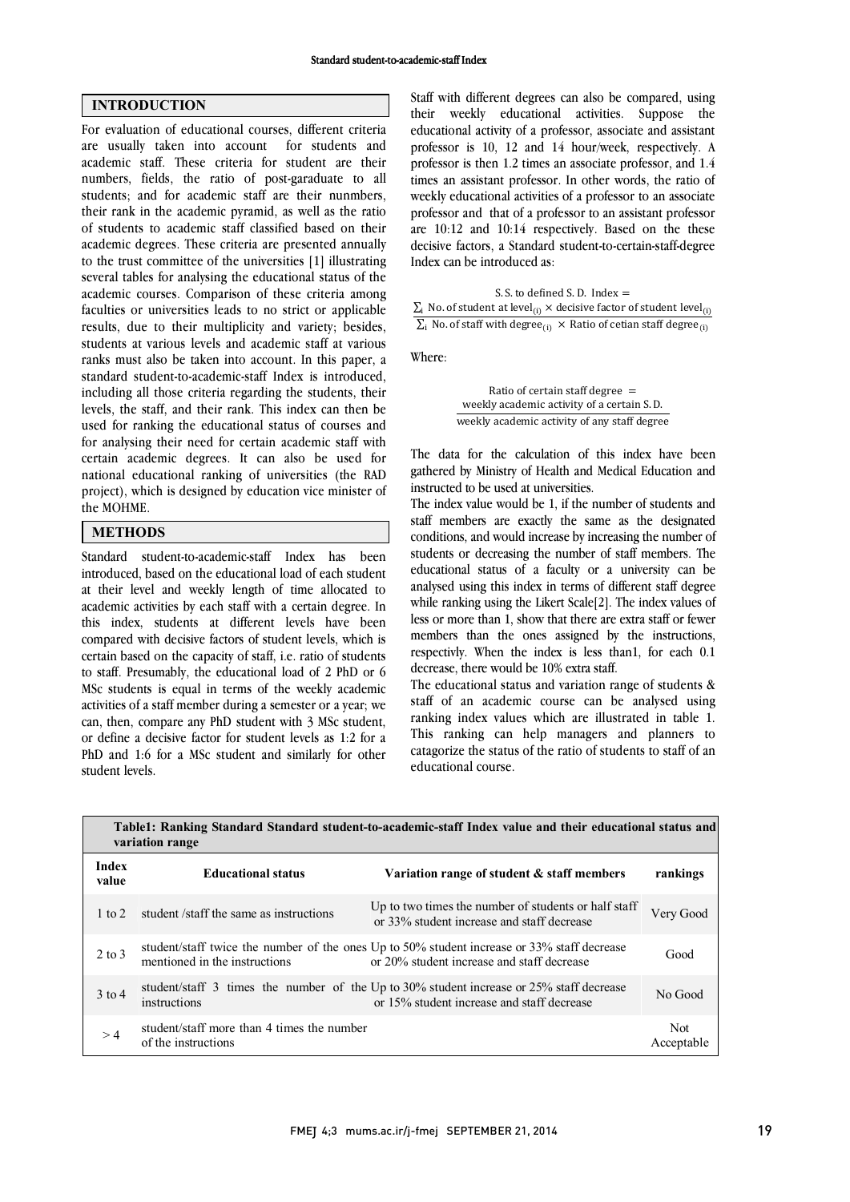## INTRODUCTION

For evaluation of educational courses, different criteria are usually taken into account for students and academic staff. These criteria for student are their numbers, fields, the ratio of post-garaduate to all students; and for academic staff are their nunmbers, their rank in the academic pyramid, as well as the ratio of students to academic staff classified based on their academic degrees. These criteria are presented annually to the trust committee of the universities [1] illustrating several tables for analysing the educational status of the academic courses. Comparison of these criteria among faculties or universities leads to no strict or applicable results, due to their multiplicity and variety; besides, students at various levels and academic staff at various ranks must also be taken into account. In this paper, a standard student-to-academic-staff Index is introduced, including all those criteria regarding the students, their levels, the staff, and their rank. This index can then be used for ranking the educational status of courses and for analysing their need for certain academic staff with certain academic degrees. It can also be used for national educational ranking of universities (the RAD project), which is designed by education vice minister of the MOHME.

## METHODS

Standard student-to-academic-staff Index has been introduced, based on the educational load of each student at their level and weekly length of time allocated to academic activities by each staff with a certain degree. In this index, students at different levels have been compared with decisive factors of student levels, which is certain based on the capacity of staff, i.e. ratio of students to staff. Presumably, the educational load of 2 PhD or 6 MSc students is equal in terms of the weekly academic activities of a staff member during a semester or a year; we can, then, compare any PhD student with 3 MSc student, or define a decisive factor for student levels as 1:2 for a PhD and 1:6 for a MSc student and similarly for other student levels.

Staff with different degrees can also be compared, using their weekly educational activities. Suppose the educational activity of a professor, associate and assistant professor is 10, 12 and 14 hour/week, respectively. A professor is then 1.2 times an associate professor, and 1.4 times an assistant professor. In other words, the ratio of weekly educational activities of a professor to an associate professor and that of a professor to an assistant professor are 10:12 and 10:14 respectively. Based on the these decisive factors, a Standard student-to-certain-staff-degree Index can be introduced as:

$$\text{S.S. to defined S.D. Index} = \frac{\sum_i \text{No. of student at level}_{(i)} \times \text{decisive factor of student level}_{(i)}}{\sum_i \text{No. of staff with degree}_{(i)} \times \text{Ratio of cetian staff degree}_{(i)}}$$

Where:

$$\text{Ratio of certain staff degree} = \frac{\text{weekly academic activity of a certain S.D.}}{\text{weekly academic activity of any staff degree}}$$

The data for the calculation of this index have been gathered by Ministry of Health and Medical Education and instructed to be used at universities.

The index value would be 1, if the number of students and staff members are exactly the same as the designated conditions, and would increase by increasing the number of students or decreasing the number of staff members. The educational status of a faculty or a university can be analysed using this index in terms of different staff degree while ranking using the Likert Scale[2]. The index values of less or more than 1, show that there are extra staff or fewer members than the ones assigned by the instructions, respectivly. When the index is less than1, for each 0.1 decrease, there would be 10% extra staff.

The educational status and variation range of students & staff of an academic course can be analysed using ranking index values which are illustrated in table 1. This ranking can help managers and planners to catagorize the status of the ratio of students to staff of an educational course.

**Table1: Ranking Standard Standard student-to-academic-staff Index value and their educational status and variation range**

| Index value | Educational status | Variation range of student & staff members | rankings |
|---|---|---|---|
| 1 to 2 | student /staff the same as instructions | Up to two times the number of students or half staff or 33% student increase and staff decrease | Very Good |
| 2 to 3 | student/staff twice the number of the ones mentioned in the instructions | Up to 50% student increase or 33% staff decrease or 20% student increase and staff decrease | Good |
| 3 to 4 | student/staff 3 times the number of the instructions | Up to 30% student increase or 25% staff decrease or 15% student increase and staff decrease | No Good |
| > 4 | student/staff more than 4 times the number of the instructions | | Not Acceptable |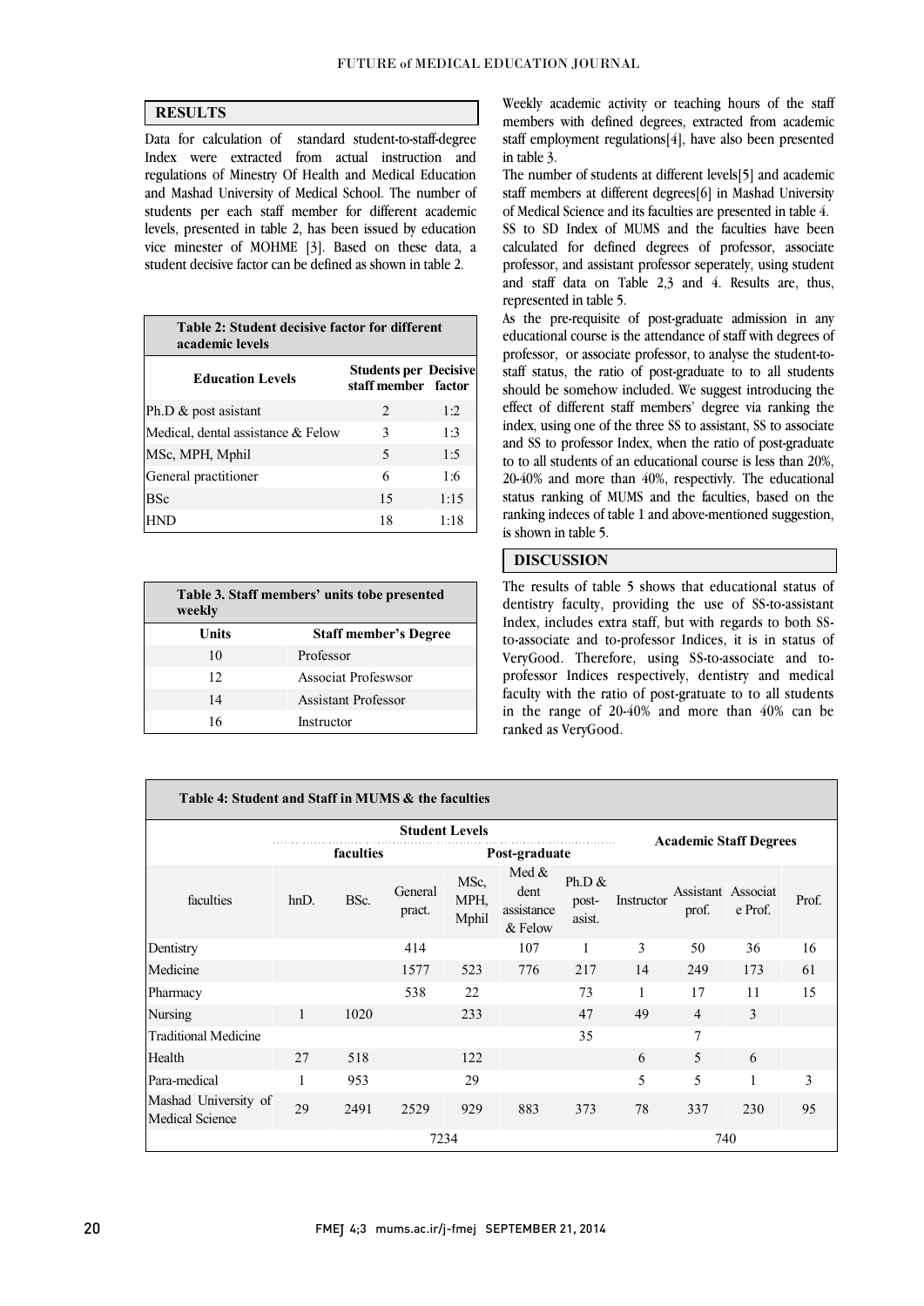## RESULTS

Data for calculation of standard student-to-staff-degree Index were extracted from actual instruction and regulations of Minestry Of Health and Medical Education and Mashad University of Medical School. The number of students per each staff member for different academic levels, presented in table 2, has been issued by education vice minester of MOHME [3]. Based on these data, a student decisive factor can be defined as shown in table 2.

**Table 2: Student decisive factor for different academic levels**

| Education Levels | Students per staff member | Decisive factor |
|---|---|---|
| Ph.D & post asistant | 2 | 1:2 |
| Medical, dental assistance & Felow | 3 | 1:3 |
| MSc, MPH, Mphil | 5 | 1:5 |
| General practitioner | 6 | 1:6 |
| BSc | 15 | 1:15 |
| HND | 18 | 1:18 |

**Table 3. Staff members' units tobe presented weekly**

| Units | Staff member's Degree |
|---|---|
| 10 | Professor |
| 12 | Associat Profeswsor |
| 14 | Assistant Professor |
| 16 | Instructor |

Weekly academic activity or teaching hours of the staff members with defined degrees, extracted from academic staff employment regulations[4], have also been presented in table 3.

The number of students at different levels[5] and academic staff members at different degrees[6] in Mashad University of Medical Science and its faculties are presented in table 4.

SS to SD Index of MUMS and the faculties have been calculated for defined degrees of professor, associate professor, and assistant professor seperately, using student and staff data on Table 2,3 and 4. Results are, thus, represented in table 5.

As the pre-requisite of post-graduate admission in any educational course is the attendance of staff with degrees of professor, or associate professor, to analyse the student-to-staff status, the ratio of post-graduate to to all students should be somehow included. We suggest introducing the effect of different staff members' degree via ranking the index, using one of the three SS to assistant, SS to associate and SS to professor Index, when the ratio of post-graduate to to all students of an educational course is less than 20%, 20-40% and more than 40%, respectivly. The educational status ranking of MUMS and the faculties, based on the ranking indeces of table 1 and above-mentioned suggestion, is shown in table 5.

## DISCUSSION

The results of table 5 shows that educational status of dentistry faculty, providing the use of SS-to-assistant Index, includes extra staff, but with regards to both SS-to-associate and to-professor Indices, it is in status of VeryGood. Therefore, using SS-to-associate and to-professor Indices respectively, dentistry and medical faculty with the ratio of post-gratuate to to all students in the range of 20-40% and more than 40% can be ranked as VeryGood.

**Table 4: Student and Staff in MUMS & the faculties**

| | Student Levels | | | | | | Academic Staff Degrees | | | |
|---|---|---|---|---|---|---|---|---|---|---|
| | faculties | | Post-graduate | | | | | | | |
| faculties | hnD. | BSc. | General pract. | MSc, MPH, Mphil | Med & dent assistance & Felow | Ph.D & post-asist. | Instructor | Assistant prof. | Associat e Prof. | Prof. |
| Dentistry | | | 414 | | 107 | 1 | 3 | 50 | 36 | 16 |
| Medicine | | | 1577 | 523 | 776 | 217 | 14 | 249 | 173 | 61 |
| Pharmacy | | | 538 | 22 | | 73 | 1 | 17 | 11 | 15 |
| Nursing | 1 | 1020 | | 233 | | 47 | 49 | 4 | 3 | |
| Traditional Medicine | | | | | | 35 | | 7 | | |
| Health | 27 | 518 | | 122 | | | 6 | 5 | 6 | |
| Para-medical | 1 | 953 | | 29 | | | 5 | 5 | 1 | 3 |
| Mashad University of Medical Science | 29 | 2491 | 2529 | 929 | 883 | 373 | 78 | 337 | 230 | 95 |
| | 7234 | | | | | | 740 | | | |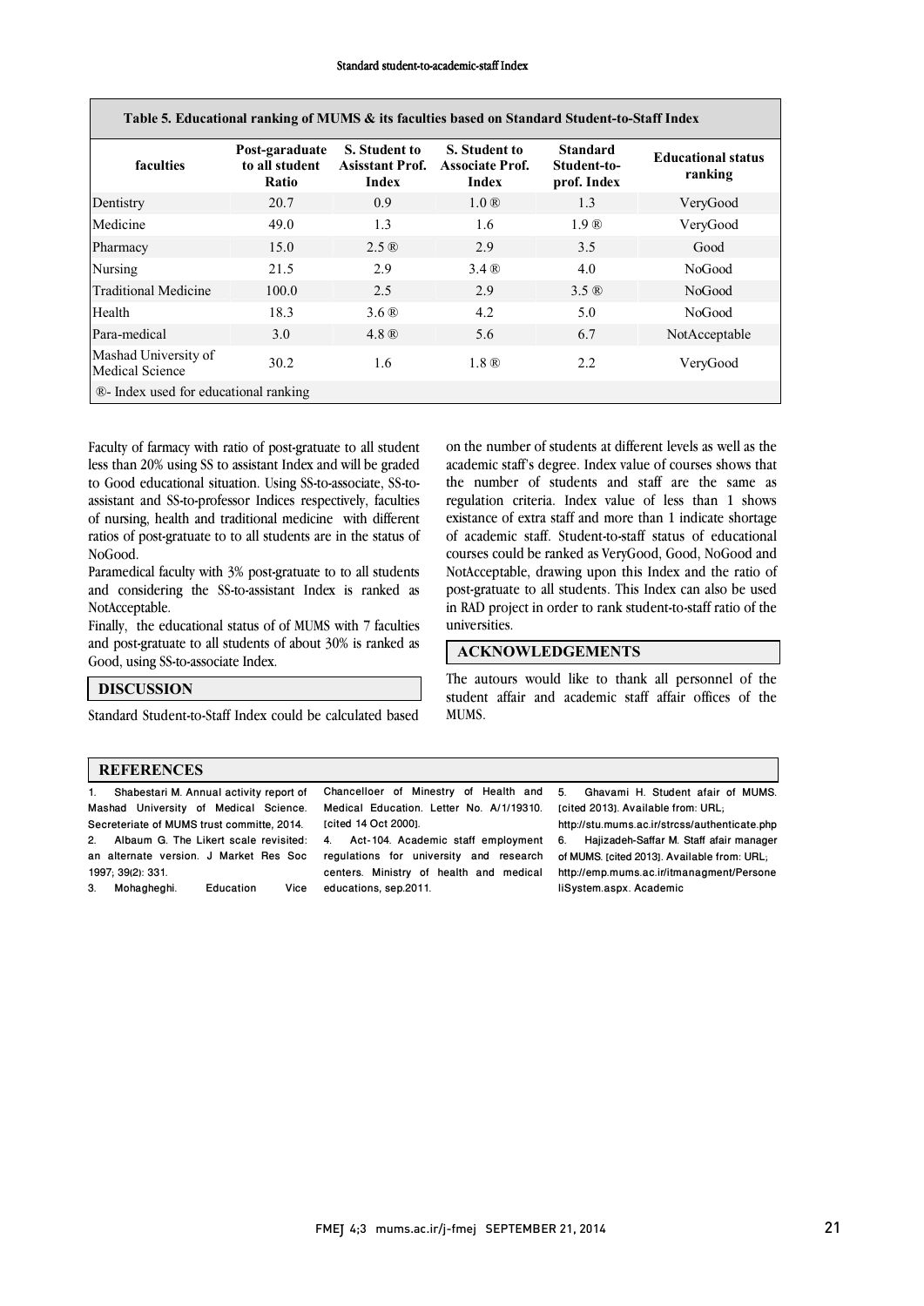Table 5. Educational ranking of MUMS & its faculties based on Standard Student-to-Staff Index

| faculties | Post-garaduate to all student Ratio | S. Student to Asisstant Prof. Index | S. Student to Associate Prof. Index | Standard Student-to-prof. Index | Educational status ranking |
|---|---|---|---|---|---|
| Dentistry | 20.7 | 0.9 | 1.0 ® | 1.3 | VeryGood |
| Medicine | 49.0 | 1.3 | 1.6 | 1.9 ® | VeryGood |
| Pharmacy | 15.0 | 2.5 ® | 2.9 | 3.5 | Good |
| Nursing | 21.5 | 2.9 | 3.4 ® | 4.0 | NoGood |
| Traditional Medicine | 100.0 | 2.5 | 2.9 | 3.5 ® | NoGood |
| Health | 18.3 | 3.6 ® | 4.2 | 5.0 | NoGood |
| Para-medical | 3.0 | 4.8 ® | 5.6 | 6.7 | NotAcceptable |
| Mashad University of Medical Science | 30.2 | 1.6 | 1.8 ® | 2.2 | VeryGood |

®- Index used for educational ranking

Faculty of farmacy with ratio of post-gratuate to all student less than 20% using SS to assistant Index and will be graded to Good educational situation. Using SS-to-associate, SS-to-assistant and SS-to-professor Indices respectively, faculties of nursing, health and traditional medicine with different ratios of post-gratuate to to all students are in the status of NoGood.

Paramedical faculty with 3% post-gratuate to to all students and considering the SS-to-assistant Index is ranked as NotAcceptable.

Finally, the educational status of of MUMS with 7 faculties and post-gratuate to all students of about 30% is ranked as Good, using SS-to-associate Index.

## DISCUSSION

Standard Student-to-Staff Index could be calculated based on the number of students at different levels as well as the academic staff's degree. Index value of courses shows that the number of students and staff are the same as regulation criteria. Index value of less than 1 shows existance of extra staff and more than 1 indicate shortage of academic staff. Student-to-staff status of educational courses could be ranked as VeryGood, Good, NoGood and NotAcceptable, drawing upon this Index and the ratio of post-gratuate to all students. This Index can also be used in RAD project in order to rank student-to-staff ratio of the universities.

## ACKNOWLEDGEMENTS

The autours would like to thank all personnel of the student affair and academic staff affair offices of the MUMS.

## REFERENCES

1. Shabestari M. Annual activity report of Mashad University of Medical Science. Secreteriate of MUMS trust committe, 2014.
2. Albaum G. The Likert scale revisited: an alternate version. J Market Res Soc 1997; 39(2): 331.
3. Mohagheghi. Education Vice Chancelloer of Minestry of Health and Medical Education. Letter No. A/1/19310. [cited 14 Oct 2000].
4. Act-104. Academic staff employment regulations for university and research centers. Ministry of health and medical educations, sep.2011.
5. Ghavami H. Student afair of MUMS. [cited 2013]. Available from: URL; http://stu.mums.ac.ir/strcss/authenticate.php
6. Hajizadeh-Saffar M. Staff afair manager of MUMS. [cited 2013]. Available from: URL; http://emp.mums.ac.ir/itmanagment/PersoneliSystem.aspx. Academic